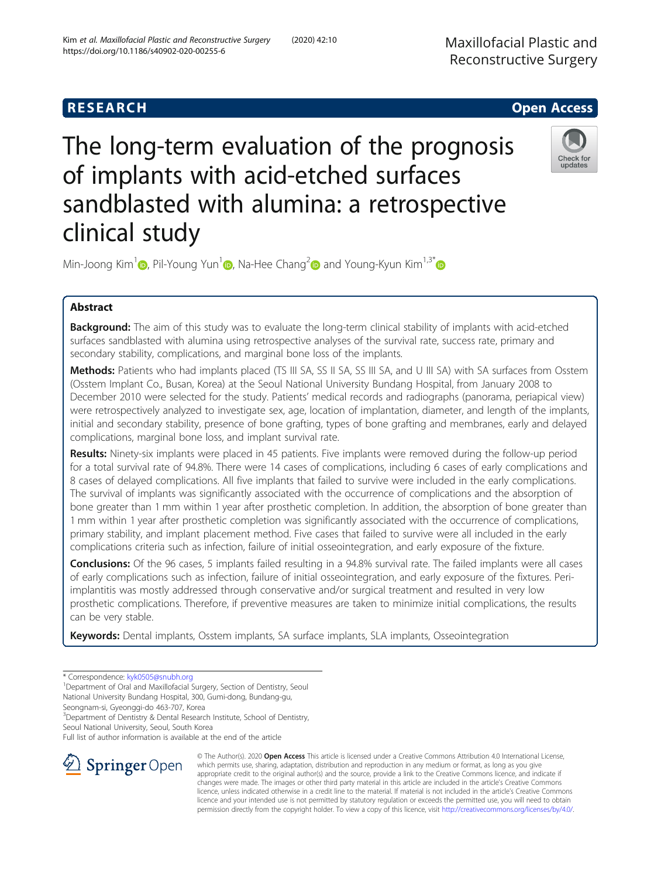RESEARCH

Open Access

# The long-term evaluation of the prognosis of implants with acid-etched surfaces sandblasted with alumina: a retrospective clinical study

Min-Joong Kim[1], Pil-Young Yun[1], Na-Hee Chang[2] and Young-Kyun Kim[1,3*]

## Abstract

**Background:** The aim of this study was to evaluate the long-term clinical stability of implants with acid-etched surfaces sandblasted with alumina using retrospective analyses of the survival rate, success rate, primary and secondary stability, complications, and marginal bone loss of the implants.

**Methods:** Patients who had implants placed (TS III SA, SS II SA, SS III SA, and U III SA) with SA surfaces from Osstem (Osstem Implant Co., Busan, Korea) at the Seoul National University Bundang Hospital, from January 2008 to December 2010 were selected for the study. Patients' medical records and radiographs (panorama, periapical view) were retrospectively analyzed to investigate sex, age, location of implantation, diameter, and length of the implants, initial and secondary stability, presence of bone grafting, types of bone grafting and membranes, early and delayed complications, marginal bone loss, and implant survival rate.

**Results:** Ninety-six implants were placed in 45 patients. Five implants were removed during the follow-up period for a total survival rate of 94.8%. There were 14 cases of complications, including 6 cases of early complications and 8 cases of delayed complications. All five implants that failed to survive were included in the early complications. The survival of implants was significantly associated with the occurrence of complications and the absorption of bone greater than 1 mm within 1 year after prosthetic completion. In addition, the absorption of bone greater than 1 mm within 1 year after prosthetic completion was significantly associated with the occurrence of complications, primary stability, and implant placement method. Five cases that failed to survive were all included in the early complications criteria such as infection, failure of initial osseointegration, and early exposure of the fixture.

**Conclusions:** Of the 96 cases, 5 implants failed resulting in a 94.8% survival rate. The failed implants were all cases of early complications such as infection, failure of initial osseointegration, and early exposure of the fixtures. Peri-implantitis was mostly addressed through conservative and/or surgical treatment and resulted in very low prosthetic complications. Therefore, if preventive measures are taken to minimize initial complications, the results can be very stable.

**Keywords:** Dental implants, Osstem implants, SA surface implants, SLA implants, Osseointegration

\* Correspondence: kyk0505@snubh.org

[1]Department of Oral and Maxillofacial Surgery, Section of Dentistry, Seoul National University Bundang Hospital, 300, Gumi-dong, Bundang-gu, Seongnam-si, Gyeonggi-do 463-707, Korea

[3]Department of Dentistry & Dental Research Institute, School of Dentistry, Seoul National University, Seoul, South Korea

Full list of author information is available at the end of the article

© The Author(s). 2020 **Open Access** This article is licensed under a Creative Commons Attribution 4.0 International License, which permits use, sharing, adaptation, distribution and reproduction in any medium or format, as long as you give appropriate credit to the original author(s) and the source, provide a link to the Creative Commons licence, and indicate if changes were made. The images or other third party material in this article are included in the article's Creative Commons licence, unless indicated otherwise in a credit line to the material. If material is not included in the article's Creative Commons licence and your intended use is not permitted by statutory regulation or exceeds the permitted use, you will need to obtain permission directly from the copyright holder. To view a copy of this licence, visit http://creativecommons.org/licenses/by/4.0/.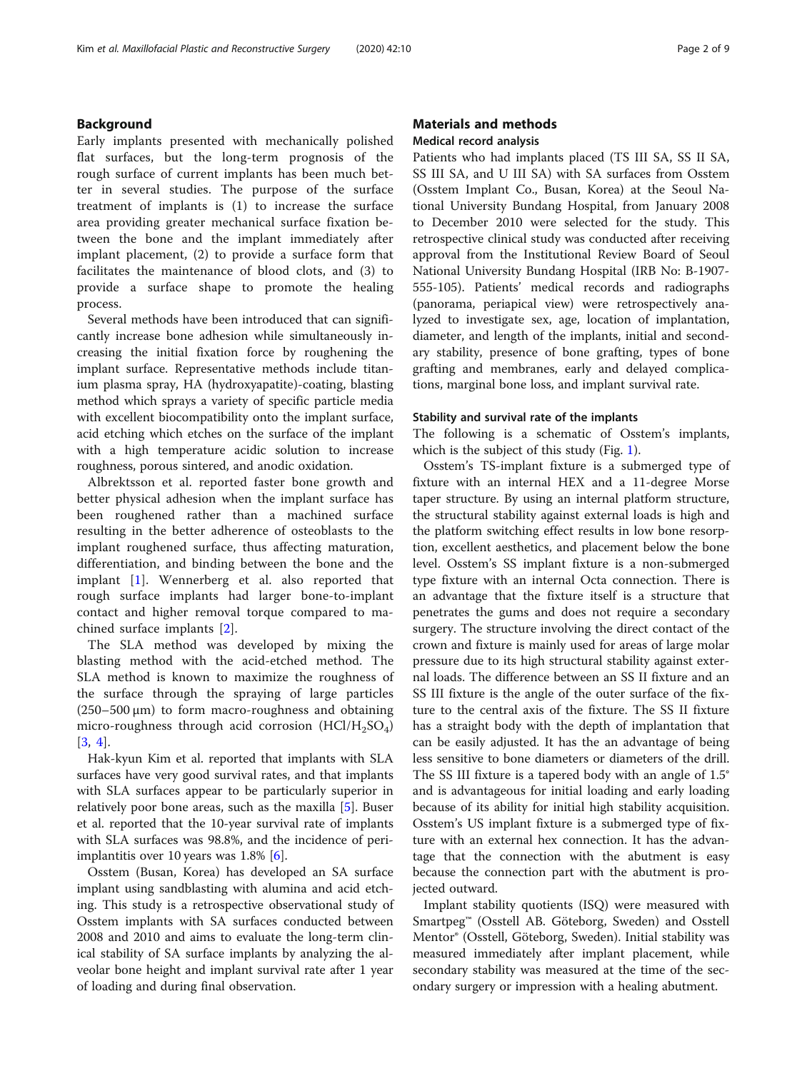## Background

Early implants presented with mechanically polished flat surfaces, but the long-term prognosis of the rough surface of current implants has been much better in several studies. The purpose of the surface treatment of implants is (1) to increase the surface area providing greater mechanical surface fixation between the bone and the implant immediately after implant placement, (2) to provide a surface form that facilitates the maintenance of blood clots, and (3) to provide a surface shape to promote the healing process.

Several methods have been introduced that can significantly increase bone adhesion while simultaneously increasing the initial fixation force by roughening the implant surface. Representative methods include titanium plasma spray, HA (hydroxyapatite)-coating, blasting method which sprays a variety of specific particle media with excellent biocompatibility onto the implant surface, acid etching which etches on the surface of the implant with a high temperature acidic solution to increase roughness, porous sintered, and anodic oxidation.

Albrektsson et al. reported faster bone growth and better physical adhesion when the implant surface has been roughened rather than a machined surface resulting in the better adherence of osteoblasts to the implant roughened surface, thus affecting maturation, differentiation, and binding between the bone and the implant [1]. Wennerberg et al. also reported that rough surface implants had larger bone-to-implant contact and higher removal torque compared to machined surface implants [2].

The SLA method was developed by mixing the blasting method with the acid-etched method. The SLA method is known to maximize the roughness of the surface through the spraying of large particles (250–500 μm) to form macro-roughness and obtaining micro-roughness through acid corrosion ($HCl/H_2SO_4$) [3, 4].

Hak-kyun Kim et al. reported that implants with SLA surfaces have very good survival rates, and that implants with SLA surfaces appear to be particularly superior in relatively poor bone areas, such as the maxilla [5]. Buser et al. reported that the 10-year survival rate of implants with SLA surfaces was 98.8%, and the incidence of peri-implantitis over 10 years was 1.8% [6].

Osstem (Busan, Korea) has developed an SA surface implant using sandblasting with alumina and acid etching. This study is a retrospective observational study of Osstem implants with SA surfaces conducted between 2008 and 2010 and aims to evaluate the long-term clinical stability of SA surface implants by analyzing the alveolar bone height and implant survival rate after 1 year of loading and during final observation.

## Materials and methods

### Medical record analysis

Patients who had implants placed (TS III SA, SS II SA, SS III SA, and U III SA) with SA surfaces from Osstem (Osstem Implant Co., Busan, Korea) at the Seoul National University Bundang Hospital, from January 2008 to December 2010 were selected for the study. This retrospective clinical study was conducted after receiving approval from the Institutional Review Board of Seoul National University Bundang Hospital (IRB No: B-1907-555-105). Patients' medical records and radiographs (panorama, periapical view) were retrospectively analyzed to investigate sex, age, location of implantation, diameter, and length of the implants, initial and secondary stability, presence of bone grafting, types of bone grafting and membranes, early and delayed complications, marginal bone loss, and implant survival rate.

### Stability and survival rate of the implants

The following is a schematic of Osstem's implants, which is the subject of this study (Fig. 1).

Osstem's TS-implant fixture is a submerged type of fixture with an internal HEX and a 11-degree Morse taper structure. By using an internal platform structure, the structural stability against external loads is high and the platform switching effect results in low bone resorption, excellent aesthetics, and placement below the bone level. Osstem's SS implant fixture is a non-submerged type fixture with an internal Octa connection. There is an advantage that the fixture itself is a structure that penetrates the gums and does not require a secondary surgery. The structure involving the direct contact of the crown and fixture is mainly used for areas of large molar pressure due to its high structural stability against external loads. The difference between an SS II fixture and an SS III fixture is the angle of the outer surface of the fixture to the central axis of the fixture. The SS II fixture has a straight body with the depth of implantation that can be easily adjusted. It has the an advantage of being less sensitive to bone diameters or diameters of the drill. The SS III fixture is a tapered body with an angle of 1.5° and is advantageous for initial loading and early loading because of its ability for initial high stability acquisition. Osstem's US implant fixture is a submerged type of fixture with an external hex connection. It has the advantage that the connection with the abutment is easy because the connection part with the abutment is projected outward.

Implant stability quotients (ISQ) were measured with Smartpeg™ (Osstell AB. Göteborg, Sweden) and Osstell Mentor® (Osstell, Göteborg, Sweden). Initial stability was measured immediately after implant placement, while secondary stability was measured at the time of the secondary surgery or impression with a healing abutment.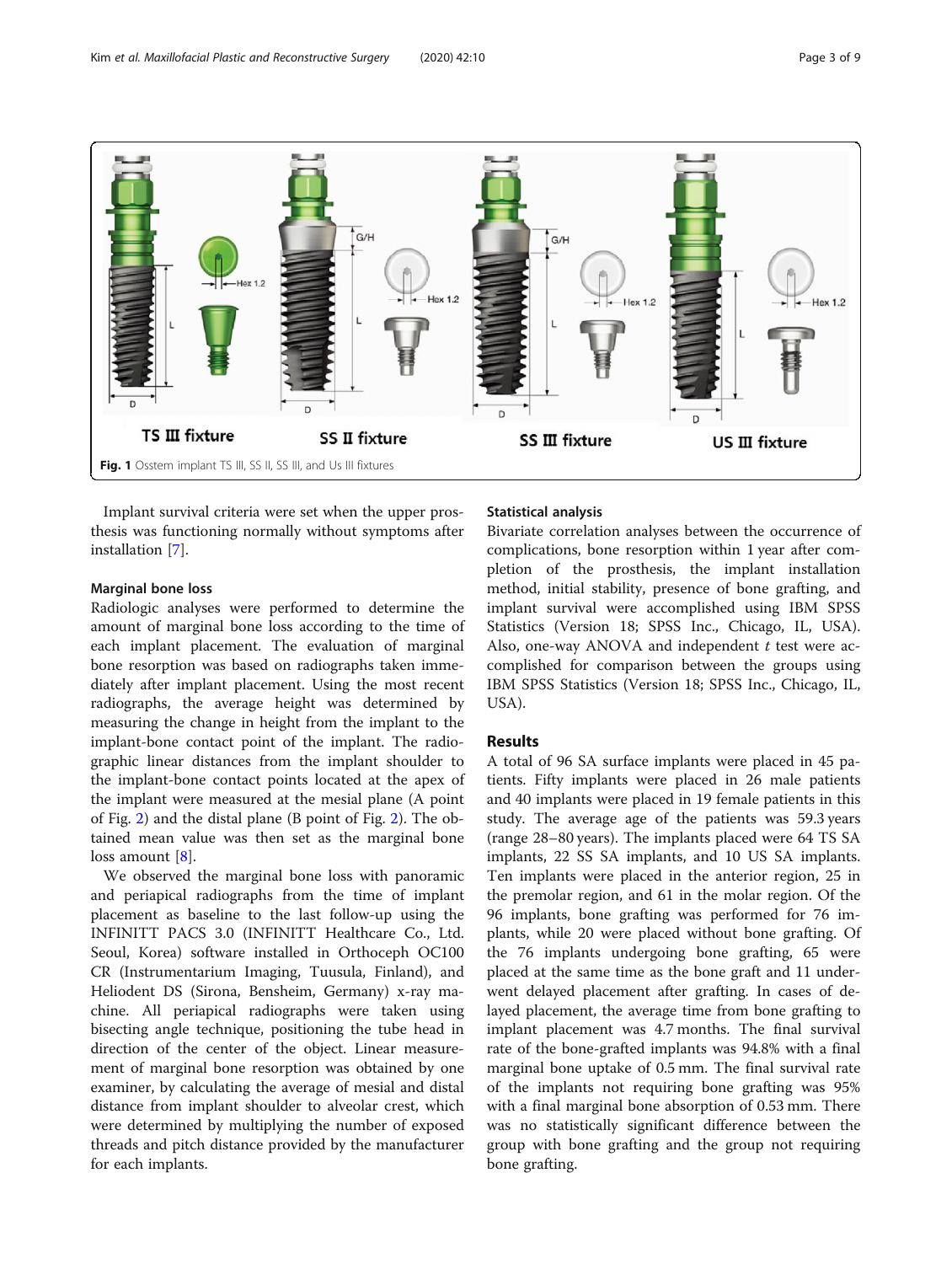Fig. 1 Osstem implant TS III, SS II, SS III, and Us III fixtures

Implant survival criteria were set when the upper prosthesis was functioning normally without symptoms after installation [7].

### Marginal bone loss

Radiologic analyses were performed to determine the amount of marginal bone loss according to the time of each implant placement. The evaluation of marginal bone resorption was based on radiographs taken immediately after implant placement. Using the most recent radiographs, the average height was determined by measuring the change in height from the implant to the implant-bone contact point of the implant. The radiographic linear distances from the implant shoulder to the implant-bone contact points located at the apex of the implant were measured at the mesial plane (A point of Fig. 2) and the distal plane (B point of Fig. 2). The obtained mean value was then set as the marginal bone loss amount [8].

We observed the marginal bone loss with panoramic and periapical radiographs from the time of implant placement as baseline to the last follow-up using the INFINITT PACS 3.0 (INFINITT Healthcare Co., Ltd. Seoul, Korea) software installed in Orthoceph OC100 CR (Instrumentarium Imaging, Tuusula, Finland), and Heliodent DS (Sirona, Bensheim, Germany) x-ray machine. All periapical radiographs were taken using bisecting angle technique, positioning the tube head in direction of the center of the object. Linear measurement of marginal bone resorption was obtained by one examiner, by calculating the average of mesial and distal distance from implant shoulder to alveolar crest, which were determined by multiplying the number of exposed threads and pitch distance provided by the manufacturer for each implants.

### Statistical analysis

Bivariate correlation analyses between the occurrence of complications, bone resorption within 1 year after completion of the prosthesis, the implant installation method, initial stability, presence of bone grafting, and implant survival were accomplished using IBM SPSS Statistics (Version 18; SPSS Inc., Chicago, IL, USA). Also, one-way ANOVA and independent *t* test were accomplished for comparison between the groups using IBM SPSS Statistics (Version 18; SPSS Inc., Chicago, IL, USA).

## Results

A total of 96 SA surface implants were placed in 45 patients. Fifty implants were placed in 26 male patients and 40 implants were placed in 19 female patients in this study. The average age of the patients was 59.3 years (range 28–80 years). The implants placed were 64 TS SA implants, 22 SS SA implants, and 10 US SA implants. Ten implants were placed in the anterior region, 25 in the premolar region, and 61 in the molar region. Of the 96 implants, bone grafting was performed for 76 implants, while 20 were placed without bone grafting. Of the 76 implants undergoing bone grafting, 65 were placed at the same time as the bone graft and 11 underwent delayed placement after grafting. In cases of delayed placement, the average time from bone grafting to implant placement was 4.7 months. The final survival rate of the bone-grafted implants was 94.8% with a final marginal bone uptake of 0.5 mm. The final survival rate of the implants not requiring bone grafting was 95% with a final marginal bone absorption of 0.53 mm. There was no statistically significant difference between the group with bone grafting and the group not requiring bone grafting.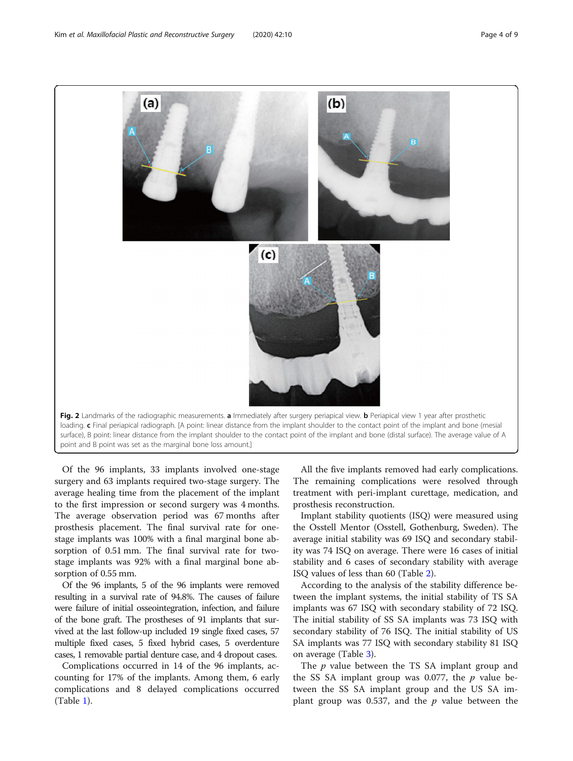Fig. 2 Landmarks of the radiographic measurements. **a** Immediately after surgery periapical view. **b** Periapical view 1 year after prosthetic loading. **c** Final periapical radiograph. [A point: linear distance from the implant shoulder to the contact point of the implant and bone (mesial surface), B point: linear distance from the implant shoulder to the contact point of the implant and bone (distal surface). The average value of A point and B point was set as the marginal bone loss amount.]

Of the 96 implants, 33 implants involved one-stage surgery and 63 implants required two-stage surgery. The average healing time from the placement of the implant to the first impression or second surgery was 4 months. The average observation period was 67 months after prosthesis placement. The final survival rate for one-stage implants was 100% with a final marginal bone absorption of 0.51 mm. The final survival rate for two-stage implants was 92% with a final marginal bone absorption of 0.55 mm.

Of the 96 implants, 5 of the 96 implants were removed resulting in a survival rate of 94.8%. The causes of failure were failure of initial osseointegration, infection, and failure of the bone graft. The prostheses of 91 implants that survived at the last follow-up included 19 single fixed cases, 57 multiple fixed cases, 5 fixed hybrid cases, 5 overdenture cases, 1 removable partial denture case, and 4 dropout cases.

Complications occurred in 14 of the 96 implants, accounting for 17% of the implants. Among them, 6 early complications and 8 delayed complications occurred (Table 1).

All the five implants removed had early complications. The remaining complications were resolved through treatment with peri-implant curettage, medication, and prosthesis reconstruction.

Implant stability quotients (ISQ) were measured using the Osstell Mentor (Osstell, Gothenburg, Sweden). The average initial stability was 69 ISQ and secondary stability was 74 ISQ on average. There were 16 cases of initial stability and 6 cases of secondary stability with average ISQ values of less than 60 (Table 2).

According to the analysis of the stability difference between the implant systems, the initial stability of TS SA implants was 67 ISQ with secondary stability of 72 ISQ. The initial stability of SS SA implants was 73 ISQ with secondary stability of 76 ISQ. The initial stability of US SA implants was 77 ISQ with secondary stability 81 ISQ on average (Table 3).

The $p$ value between the TS SA implant group and the SS SA implant group was 0.077, the $p$ value between the SS SA implant group and the US SA implant group was 0.537, and the $p$ value between the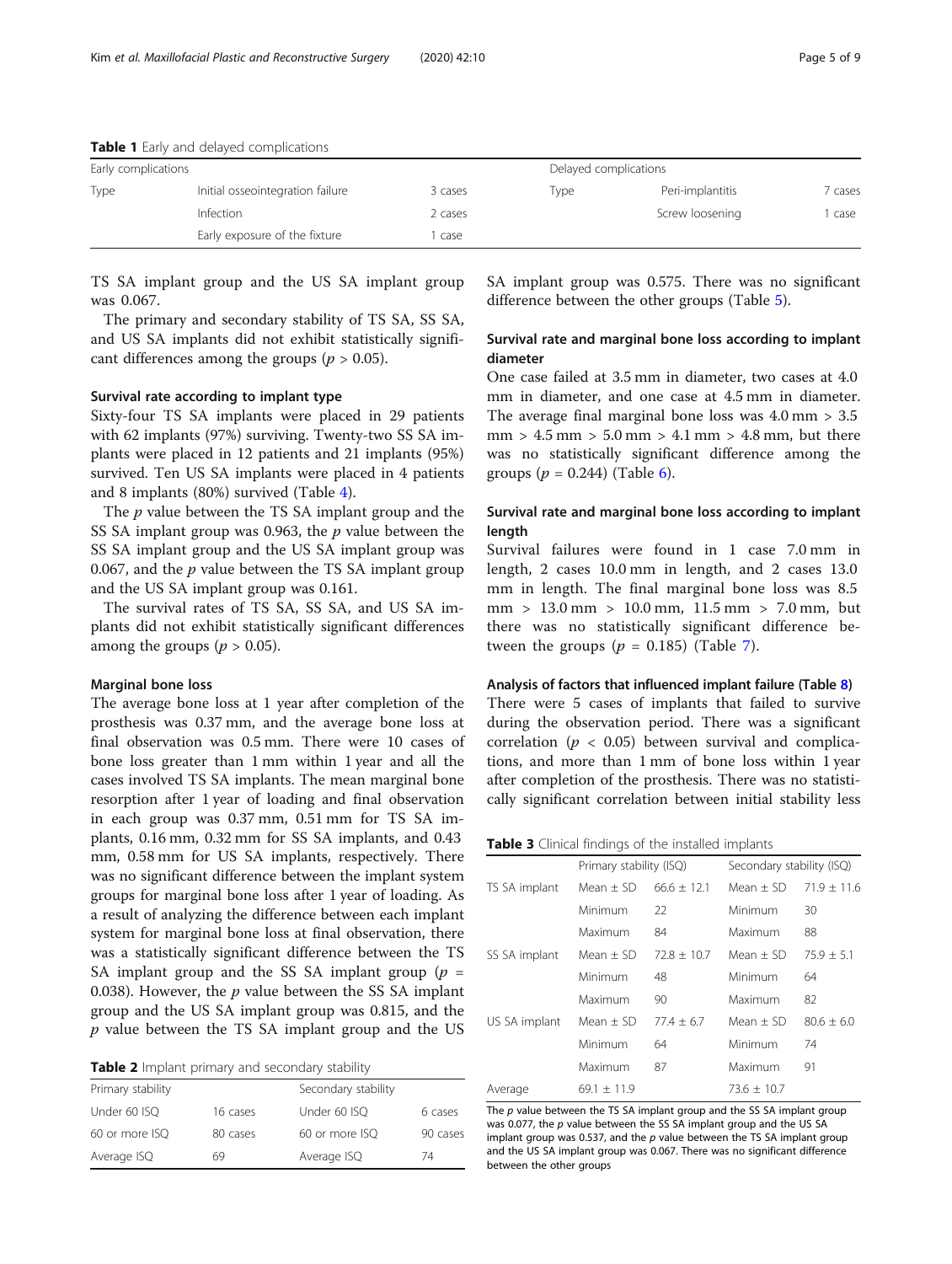**Table 1** Early and delayed complications

| Early complications | | | Delayed complications | | |
|---|---|---|---|---|---|
| Type | Initial osseointegration failure | 3 cases | Type | Peri-implantitis | 7 cases |
| | Infection | 2 cases | | Screw loosening | 1 case |
| | Early exposure of the fixture | 1 case | | | |

TS SA implant group and the US SA implant group was 0.067.

The primary and secondary stability of TS SA, SS SA, and US SA implants did not exhibit statistically significant differences among the groups ($p > 0.05$).

#### Survival rate according to implant type

Sixty-four TS SA implants were placed in 29 patients with 62 implants (97%) surviving. Twenty-two SS SA implants were placed in 12 patients and 21 implants (95%) survived. Ten US SA implants were placed in 4 patients and 8 implants (80%) survived (Table 4).

The $p$ value between the TS SA implant group and the SS SA implant group was 0.963, the $p$ value between the SS SA implant group and the US SA implant group was 0.067, and the $p$ value between the TS SA implant group and the US SA implant group was 0.161.

The survival rates of TS SA, SS SA, and US SA implants did not exhibit statistically significant differences among the groups ($p > 0.05$).

#### Marginal bone loss

The average bone loss at 1 year after completion of the prosthesis was 0.37 mm, and the average bone loss at final observation was 0.5 mm. There were 10 cases of bone loss greater than 1 mm within 1 year and all the cases involved TS SA implants. The mean marginal bone resorption after 1 year of loading and final observation in each group was 0.37 mm, 0.51 mm for TS SA implants, 0.16 mm, 0.32 mm for SS SA implants, and 0.43 mm, 0.58 mm for US SA implants, respectively. There was no significant difference between the implant system groups for marginal bone loss after 1 year of loading. As a result of analyzing the difference between each implant system for marginal bone loss at final observation, there was a statistically significant difference between the TS SA implant group and the SS SA implant group ($p$ = 0.038). However, the $p$ value between the SS SA implant group and the US SA implant group was 0.815, and the $p$ value between the TS SA implant group and the US SA implant group was 0.575. There was no significant difference between the other groups (Table 5).

**Table 2** Implant primary and secondary stability

| Primary stability | | Secondary stability | |
|---|---|---|---|
| Under 60 ISQ | 16 cases | Under 60 ISQ | 6 cases |
| 60 or more ISQ | 80 cases | 60 or more ISQ | 90 cases |
| Average ISQ | 69 | Average ISQ | 74 |

#### Survival rate and marginal bone loss according to implant diameter

One case failed at 3.5 mm in diameter, two cases at 4.0 mm in diameter, and one case at 4.5 mm in diameter. The average final marginal bone loss was 4.0 mm > 3.5 mm > 4.5 mm > 5.0 mm > 4.1 mm > 4.8 mm, but there was no statistically significant difference among the groups ($p$ = 0.244) (Table 6).

#### Survival rate and marginal bone loss according to implant length

Survival failures were found in 1 case 7.0 mm in length, 2 cases 10.0 mm in length, and 2 cases 13.0 mm in length. The final marginal bone loss was 8.5 mm > 13.0 mm > 10.0 mm, 11.5 mm > 7.0 mm, but there was no statistically significant difference between the groups ($p$ = 0.185) (Table 7).

#### Analysis of factors that influenced implant failure (Table 8)

There were 5 cases of implants that failed to survive during the observation period. There was a significant correlation ($p < 0.05$) between survival and complications, and more than 1 mm of bone loss within 1 year after completion of the prosthesis. There was no statistically significant correlation between initial stability less

**Table 3** Clinical findings of the installed implants

| | Primary stability (ISQ) | | Secondary stability (ISQ) | |
|---|---|---|---|---|
| TS SA implant | Mean ± SD | 66.6 ± 12.1 | Mean ± SD | 71.9 ± 11.6 |
| | Minimum | 22 | Minimum | 30 |
| | Maximum | 84 | Maximum | 88 |
| SS SA implant | Mean ± SD | 72.8 ± 10.7 | Mean ± SD | 75.9 ± 5.1 |
| | Minimum | 48 | Minimum | 64 |
| | Maximum | 90 | Maximum | 82 |
| US SA implant | Mean ± SD | 77.4 ± 6.7 | Mean ± SD | 80.6 ± 6.0 |
| | Minimum | 64 | Minimum | 74 |
| | Maximum | 87 | Maximum | 91 |
| Average | 69.1 ± 11.9 | | 73.6 ± 10.7 | |

The $p$ value between the TS SA implant group and the SS SA implant group was 0.077, the $p$ value between the SS SA implant group and the US SA implant group was 0.537, and the $p$ value between the TS SA implant group and the US SA implant group was 0.067. There was no significant difference between the other groups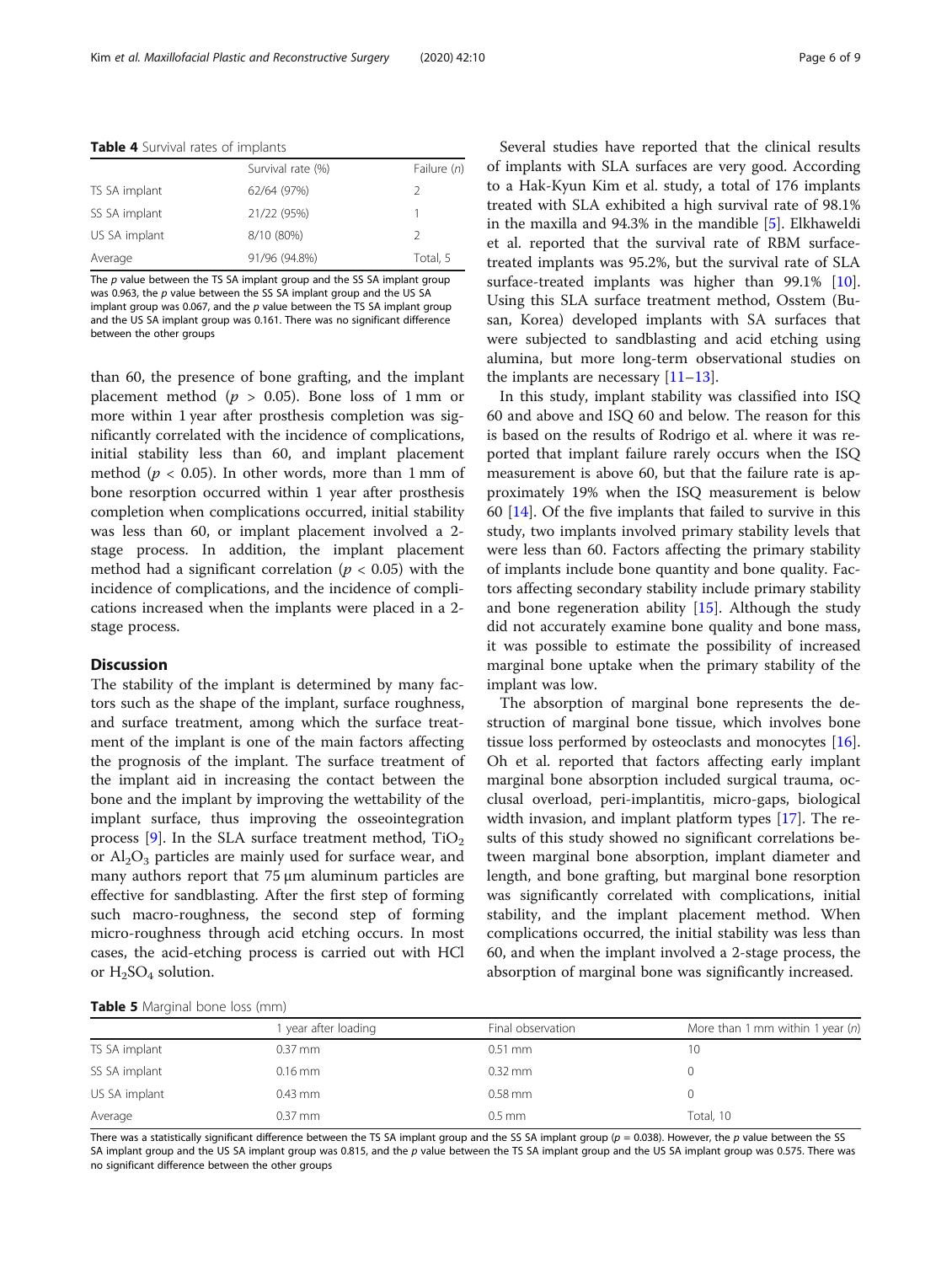**Table 4** Survival rates of implants

| | Survival rate (%) | Failure (n) |
|---|---|---|
| TS SA implant | 62/64 (97%) | 2 |
| SS SA implant | 21/22 (95%) | 1 |
| US SA implant | 8/10 (80%) | 2 |
| Average | 91/96 (94.8%) | Total, 5 |

The p value between the TS SA implant group and the SS SA implant group was 0.963, the p value between the SS SA implant group and the US SA implant group was 0.067, and the p value between the TS SA implant group and the US SA implant group was 0.161. There was no significant difference between the other groups

than 60, the presence of bone grafting, and the implant placement method ($p > 0.05$). Bone loss of 1 mm or more within 1 year after prosthesis completion was significantly correlated with the incidence of complications, initial stability less than 60, and implant placement method ($p < 0.05$). In other words, more than 1 mm of bone resorption occurred within 1 year after prosthesis completion when complications occurred, initial stability was less than 60, or implant placement involved a 2-stage process. In addition, the implant placement method had a significant correlation ($p < 0.05$) with the incidence of complications, and the incidence of complications increased when the implants were placed in a 2-stage process.

## Discussion

The stability of the implant is determined by many factors such as the shape of the implant, surface roughness, and surface treatment, among which the surface treatment of the implant is one of the main factors affecting the prognosis of the implant. The surface treatment of the implant aid in increasing the contact between the bone and the implant by improving the wettability of the implant surface, thus improving the osseointegration process [9]. In the SLA surface treatment method, $TiO_2$ or $Al_2O_3$ particles are mainly used for surface wear, and many authors report that 75 μm aluminum particles are effective for sandblasting. After the first step of forming such macro-roughness, the second step of forming micro-roughness through acid etching occurs. In most cases, the acid-etching process is carried out with HCl or $H_2SO_4$ solution.

Several studies have reported that the clinical results of implants with SLA surfaces are very good. According to a Hak-Kyun Kim et al. study, a total of 176 implants treated with SLA exhibited a high survival rate of 98.1% in the maxilla and 94.3% in the mandible [5]. Elkhaweldi et al. reported that the survival rate of RBM surface-treated implants was 95.2%, but the survival rate of SLA surface-treated implants was higher than 99.1% [10]. Using this SLA surface treatment method, Osstem (Busan, Korea) developed implants with SA surfaces that were subjected to sandblasting and acid etching using alumina, but more long-term observational studies on the implants are necessary [11–13].

In this study, implant stability was classified into ISQ 60 and above and ISQ 60 and below. The reason for this is based on the results of Rodrigo et al. where it was reported that implant failure rarely occurs when the ISQ measurement is above 60, but that the failure rate is approximately 19% when the ISQ measurement is below 60 [14]. Of the five implants that failed to survive in this study, two implants involved primary stability levels that were less than 60. Factors affecting the primary stability of implants include bone quantity and bone quality. Factors affecting secondary stability include primary stability and bone regeneration ability [15]. Although the study did not accurately examine bone quality and bone mass, it was possible to estimate the possibility of increased marginal bone uptake when the primary stability of the implant was low.

The absorption of marginal bone represents the destruction of marginal bone tissue, which involves bone tissue loss performed by osteoclasts and monocytes [16]. Oh et al. reported that factors affecting early implant marginal bone absorption included surgical trauma, occlusal overload, peri-implantitis, micro-gaps, biological width invasion, and implant platform types [17]. The results of this study showed no significant correlations between marginal bone absorption, implant diameter and length, and bone grafting, but marginal bone resorption was significantly correlated with complications, initial stability, and the implant placement method. When complications occurred, the initial stability was less than 60, and when the implant involved a 2-stage process, the absorption of marginal bone was significantly increased.

**Table 5** Marginal bone loss (mm)

| | 1 year after loading | Final observation | More than 1 mm within 1 year (n) |
|---|---|---|---|
| TS SA implant | 0.37 mm | 0.51 mm | 10 |
| SS SA implant | 0.16 mm | 0.32 mm | 0 |
| US SA implant | 0.43 mm | 0.58 mm | 0 |
| Average | 0.37 mm | 0.5 mm | Total, 10 |

There was a statistically significant difference between the TS SA implant group and the SS SA implant group ($p = 0.038$). However, the p value between the SS SA implant group and the US SA implant group was 0.815, and the p value between the TS SA implant group and the US SA implant group was 0.575. There was no significant difference between the other groups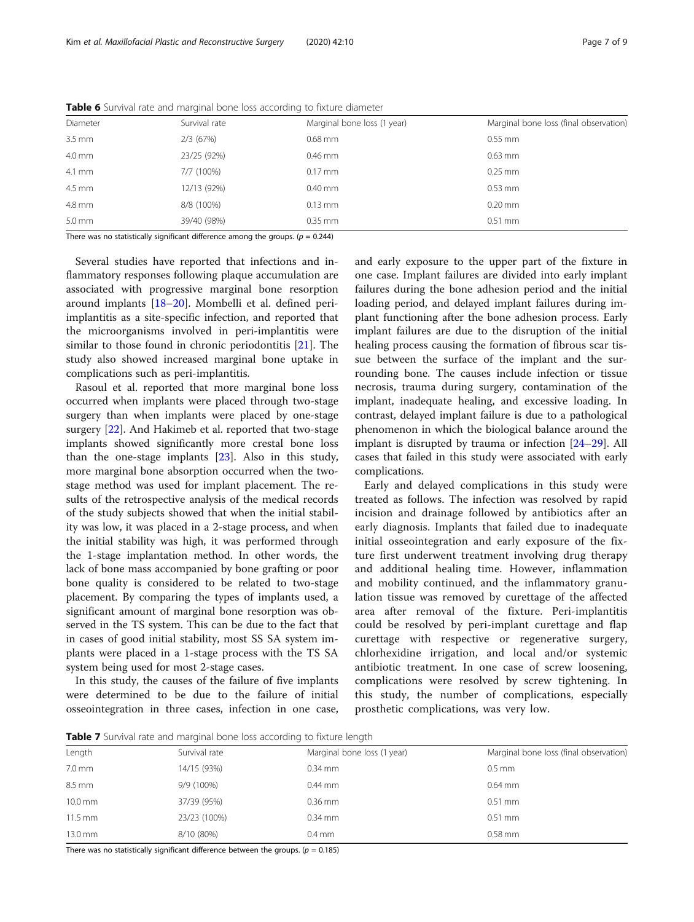**Table 6** Survival rate and marginal bone loss according to fixture diameter

| Diameter | Survival rate | Marginal bone loss (1 year) | Marginal bone loss (final observation) |
| --- | --- | --- | --- |
| 3.5 mm | 2/3 (67%) | 0.68 mm | 0.55 mm |
| 4.0 mm | 23/25 (92%) | 0.46 mm | 0.63 mm |
| 4.1 mm | 7/7 (100%) | 0.17 mm | 0.25 mm |
| 4.5 mm | 12/13 (92%) | 0.40 mm | 0.53 mm |
| 4.8 mm | 8/8 (100%) | 0.13 mm | 0.20 mm |
| 5.0 mm | 39/40 (98%) | 0.35 mm | 0.51 mm |

There was no statistically significant difference among the groups. ($p = 0.244$)

Several studies have reported that infections and inflammatory responses following plaque accumulation are associated with progressive marginal bone resorption around implants [18–20]. Mombelli et al. defined peri-implantitis as a site-specific infection, and reported that the microorganisms involved in peri-implantitis were similar to those found in chronic periodontitis [21]. The study also showed increased marginal bone uptake in complications such as peri-implantitis.

Rasoul et al. reported that more marginal bone loss occurred when implants were placed through two-stage surgery than when implants were placed by one-stage surgery [22]. And Hakimeb et al. reported that two-stage implants showed significantly more crestal bone loss than the one-stage implants [23]. Also in this study, more marginal bone absorption occurred when the two-stage method was used for implant placement. The results of the retrospective analysis of the medical records of the study subjects showed that when the initial stability was low, it was placed in a 2-stage process, and when the initial stability was high, it was performed through the 1-stage implantation method. In other words, the lack of bone mass accompanied by bone grafting or poor bone quality is considered to be related to two-stage placement. By comparing the types of implants used, a significant amount of marginal bone resorption was observed in the TS system. This can be due to the fact that in cases of good initial stability, most SS SA system implants were placed in a 1-stage process with the TS SA system being used for most 2-stage cases.

In this study, the causes of the failure of five implants were determined to be due to the failure of initial osseointegration in three cases, infection in one case, and early exposure to the upper part of the fixture in one case. Implant failures are divided into early implant failures during the bone adhesion period and the initial loading period, and delayed implant failures during implant functioning after the bone adhesion process. Early implant failures are due to the disruption of the initial healing process causing the formation of fibrous scar tissue between the surface of the implant and the surrounding bone. The causes include infection or tissue necrosis, trauma during surgery, contamination of the implant, inadequate implant healing, and excessive loading. In contrast, delayed implant failure is due to a pathological phenomenon in which the biological balance around the implant is disrupted by trauma or infection [24–29]. All cases that failed in this study were associated with early complications.

Early and delayed complications in this study were treated as follows. The infection was resolved by rapid incision and drainage followed by antibiotics after an early diagnosis. Implants that failed due to inadequate initial osseointegration and early exposure of the fixture first underwent treatment involving drug therapy and additional healing time. However, inflammation and mobility continued, and the inflammatory granulation tissue was removed by curettage of the affected area after removal of the fixture. Peri-implantitis could be resolved by peri-implant curettage and flap curettage with respective or regenerative surgery, chlorhexidine irrigation, and local and/or systemic antibiotic treatment. In one case of screw loosening, complications were resolved by screw tightening. In this study, the number of complications, especially prosthetic complications, was very low.

**Table 7** Survival rate and marginal bone loss according to fixture length

| Length | Survival rate | Marginal bone loss (1 year) | Marginal bone loss (final observation) |
| --- | --- | --- | --- |
| 7.0 mm | 14/15 (93%) | 0.34 mm | 0.5 mm |
| 8.5 mm | 9/9 (100%) | 0.44 mm | 0.64 mm |
| 10.0 mm | 37/39 (95%) | 0.36 mm | 0.51 mm |
| 11.5 mm | 23/23 (100%) | 0.34 mm | 0.51 mm |
| 13.0 mm | 8/10 (80%) | 0.4 mm | 0.58 mm |

There was no statistically significant difference between the groups. ($p = 0.185$)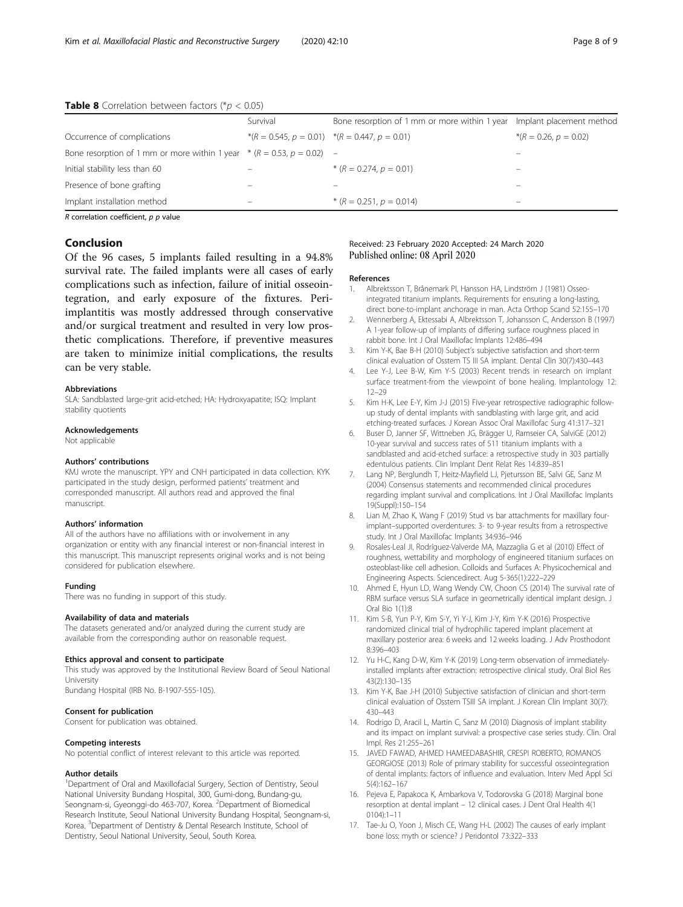**Table 8** Correlation between factors (*$p < 0.05$)

| | Survival | Bone resorption of 1 mm or more within 1 year | Implant placement method |
|---|---|---|---|
| Occurrence of complications | *($R = 0.545$, $p = 0.01$) | *($R = 0.447$, $p = 0.01$) | *($R = 0.26$, $p = 0.02$) |
| Bone resorption of 1 mm or more within 1 year | * ($R = 0.53$, $p = 0.02$) | – | – |
| Initial stability less than 60 | – | * ($R = 0.274$, $p = 0.01$) | – |
| Presence of bone grafting | – | – | – |
| Implant installation method | – | * ($R = 0.251$, $p = 0.014$) | – |

*R* correlation coefficient, *p p* value

## Conclusion

Of the 96 cases, 5 implants failed resulting in a 94.8% survival rate. The failed implants were all cases of early complications such as infection, failure of initial osseointegration, and early exposure of the fixtures. Peri-implantitis was mostly addressed through conservative and/or surgical treatment and resulted in very low prosthetic complications. Therefore, if preventive measures are taken to minimize initial complications, the results can be very stable.

### Abbreviations

SLA: Sandblasted large-grit acid-etched; HA: Hydroxyapatite; ISQ: Implant stability quotients

### Acknowledgements

Not applicable

### Authors' contributions

KMJ wrote the manuscript. YPY and CNH participated in data collection. KYK participated in the study design, performed patients' treatment and corresponded manuscript. All authors read and approved the final manuscript.

### Authors' information

All of the authors have no affiliations with or involvement in any organization or entity with any financial interest or non-financial interest in this manuscript. This manuscript represents original works and is not being considered for publication elsewhere.

### Funding

There was no funding in support of this study.

### Availability of data and materials

The datasets generated and/or analyzed during the current study are available from the corresponding author on reasonable request.

### Ethics approval and consent to participate

This study was approved by the Institutional Review Board of Seoul National University
Bundang Hospital (IRB No. B-1907-555-105).

### Consent for publication

Consent for publication was obtained.

### Competing interests

No potential conflict of interest relevant to this article was reported.

### Author details

[1]Department of Oral and Maxillofacial Surgery, Section of Dentistry, Seoul National University Bundang Hospital, 300, Gumi-dong, Bundang-gu, Seongnam-si, Gyeonggi-do 463-707, Korea. [2]Department of Biomedical Research Institute, Seoul National University Bundang Hospital, Seongnam-si, Korea. [3]Department of Dentistry & Dental Research Institute, School of Dentistry, Seoul National University, Seoul, South Korea.

Received: 23 February 2020 Accepted: 24 March 2020
Published online: 08 April 2020

### References

1. Albrektsson T, Brånemark PI, Hansson HA, Lindström J (1981) Osseo-integrated titanium implants. Requirements for ensuring a long-lasting, direct bone-to-implant anchorage in man. Acta Orthop Scand 52:155–170
2. Wennerberg A, Ektessabi A, Albrektsson T, Johansson C, Andersson B (1997) A 1-year follow-up of implants of differing surface roughness placed in rabbit bone. Int J Oral Maxillofac Implants 12:486–494
3. Kim Y-K, Bae B-H (2010) Subject's subjective satisfaction and short-term clinical evaluation of Osstem TS III SA implant. Dental Clin 30(7):430–443
4. Lee Y-J, Lee B-W, Kim Y-S (2003) Recent trends in research on implant surface treatment-from the viewpoint of bone healing. Implantology 12: 12–29
5. Kim H-K, Lee E-Y, Kim J-J (2015) Five-year retrospective radiographic follow-up study of dental implants with sandblasting with large grit, and acid etching-treated surfaces. J Korean Assoc Oral Maxillofac Surg 41:317–321
6. Buser D, Janner SF, Wittneben JG, Brägger U, Ramseier CA, SalviGE (2012) 10-year survival and success rates of 511 titanium implants with a sandblasted and acid-etched surface: a retrospective study in 303 partially edentulous patients. Clin Implant Dent Relat Res 14:839–851
7. Lang NP, Berglundh T, Heitz-Mayfield LJ, Pjetursson BE, Salvi GE, Sanz M (2004) Consensus statements and recommended clinical procedures regarding implant survival and complications. Int J Oral Maxillofac Implants 19(Suppl):150–154
8. Lian M, Zhao K, Wang F (2019) Stud vs bar attachments for maxillary four-implant–supported overdentures: 3- to 9-year results from a retrospective study. Int J Oral Maxillofac Implants 34:936–946
9. Rosales-Leal JI, Rodríguez-Valverde MA, Mazzaglia G et al (2010) Effect of roughness, wettability and morphology of engineered titanium surfaces on osteoblast-like cell adhesion. Colloids and Surfaces A: Physicochemical and Engineering Aspects. Sciencedirect. Aug 5-365(1):222–229
10. Ahmed E, Hyun LD, Wang Wendy CW, Choon CS (2014) The survival rate of RBM surface versus SLA surface in geometrically identical implant design. J Oral Bio 1(1):8
11. Kim S-B, Yun P-Y, Kim S-Y, Yi Y-J, Kim J-Y, Kim Y-K (2016) Prospective randomized clinical trial of hydrophilic tapered implant placement at maxillary posterior area: 6 weeks and 12 weeks loading. J Adv Prosthodont 8:396–403
12. Yu H-C, Kang D-W, Kim Y-K (2019) Long-term observation of immediately-installed implants after extraction: retrospective clinical study. Oral Biol Res 43(2):130–135
13. Kim Y-K, Bae J-H (2010) Subjective satisfaction of clinician and short-term clinical evaluation of Osstem TSIII SA implant. J Korean Clin Implant 30(7): 430–443
14. Rodrigo D, Aracil L, Martin C, Sanz M (2010) Diagnosis of implant stability and its impact on implant survival: a prospective case series study. Clin. Oral Impl. Res 21:255–261
15. JAVED FAWAD, AHMED HAMEEDABASHIR, CRESPI ROBERTO, ROMANOS GEORGIOSE (2013) Role of primary stability for successful osseointegration of dental implants: factors of influence and evaluation. Interv Med Appl Sci 5(4):162–167
16. Pejeva E, Papakoca K, Ambarkova V, Todorovska G (2018) Marginal bone resorption at dental implant – 12 clinical cases. J Dent Oral Health 4(1 0104):1–11
17. Tae-Ju O, Yoon J, Misch CE, Wang H-L (2002) The causes of early implant bone loss: myth or science? J Peridontol 73:322–333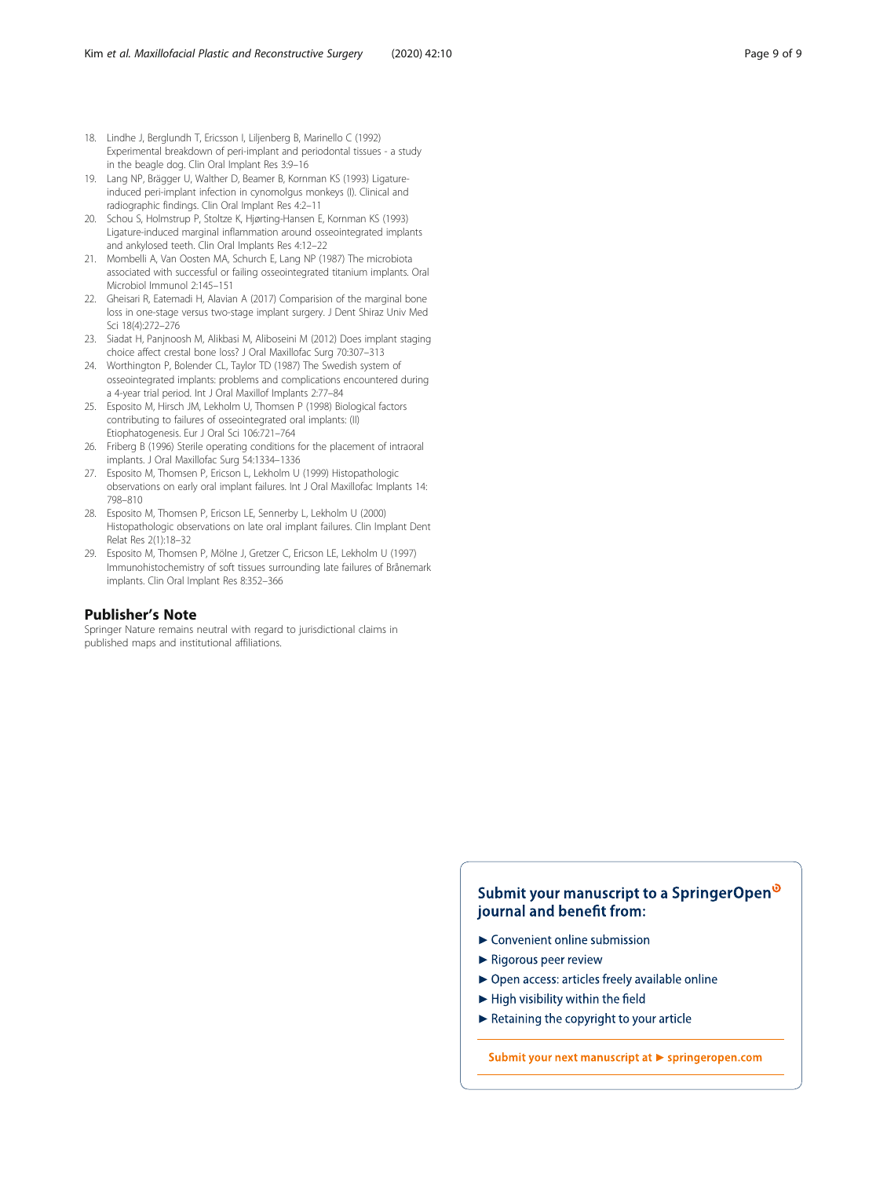18. Lindhe J, Berglundh T, Ericsson I, Liljenberg B, Marinello C (1992) Experimental breakdown of peri-implant and periodontal tissues - a study in the beagle dog. Clin Oral Implant Res 3:9–16
19. Lang NP, Brägger U, Walther D, Beamer B, Kornman KS (1993) Ligature-induced peri-implant infection in cynomolgus monkeys (I). Clinical and radiographic findings. Clin Oral Implant Res 4:2–11
20. Schou S, Holmstrup P, Stoltze K, Hjørting-Hansen E, Kornman KS (1993) Ligature-induced marginal inflammation around osseointegrated implants and ankylosed teeth. Clin Oral Implants Res 4:12–22
21. Mombelli A, Van Oosten MA, Schurch E, Lang NP (1987) The microbiota associated with successful or failing osseointegrated titanium implants. Oral Microbiol Immunol 2:145–151
22. Gheisari R, Eatemadi H, Alavian A (2017) Comparision of the marginal bone loss in one-stage versus two-stage implant surgery. J Dent Shiraz Univ Med Sci 18(4):272–276
23. Siadat H, Panjnoosh M, Alikbasi M, Aliboseini M (2012) Does implant staging choice affect crestal bone loss? J Oral Maxillofac Surg 70:307–313
24. Worthington P, Bolender CL, Taylor TD (1987) The Swedish system of osseointegrated implants: problems and complications encountered during a 4-year trial period. Int J Oral Maxillof Implants 2:77–84
25. Esposito M, Hirsch JM, Lekholm U, Thomsen P (1998) Biological factors contributing to failures of osseointegrated oral implants: (II) Etiophatogenesis. Eur J Oral Sci 106:721–764
26. Friberg B (1996) Sterile operating conditions for the placement of intraoral implants. J Oral Maxillofac Surg 54:1334–1336
27. Esposito M, Thomsen P, Ericson L, Lekholm U (1999) Histopathologic observations on early oral implant failures. Int J Oral Maxillofac Implants 14: 798–810
28. Esposito M, Thomsen P, Ericson LE, Sennerby L, Lekholm U (2000) Histopathologic observations on late oral implant failures. Clin Implant Dent Relat Res 2(1):18–32
29. Esposito M, Thomsen P, Mölne J, Gretzer C, Ericson LE, Lekholm U (1997) Immunohistochemistry of soft tissues surrounding late failures of Brånemark implants. Clin Oral Implant Res 8:352–366

## Publisher's Note

Springer Nature remains neutral with regard to jurisdictional claims in published maps and institutional affiliations.

**Submit your manuscript to a SpringerOpen journal and benefit from:**

- ► Convenient online submission
- ► Rigorous peer review
- ► Open access: articles freely available online
- ► High visibility within the field
- ► Retaining the copyright to your article

**Submit your next manuscript at ► springeropen.com**